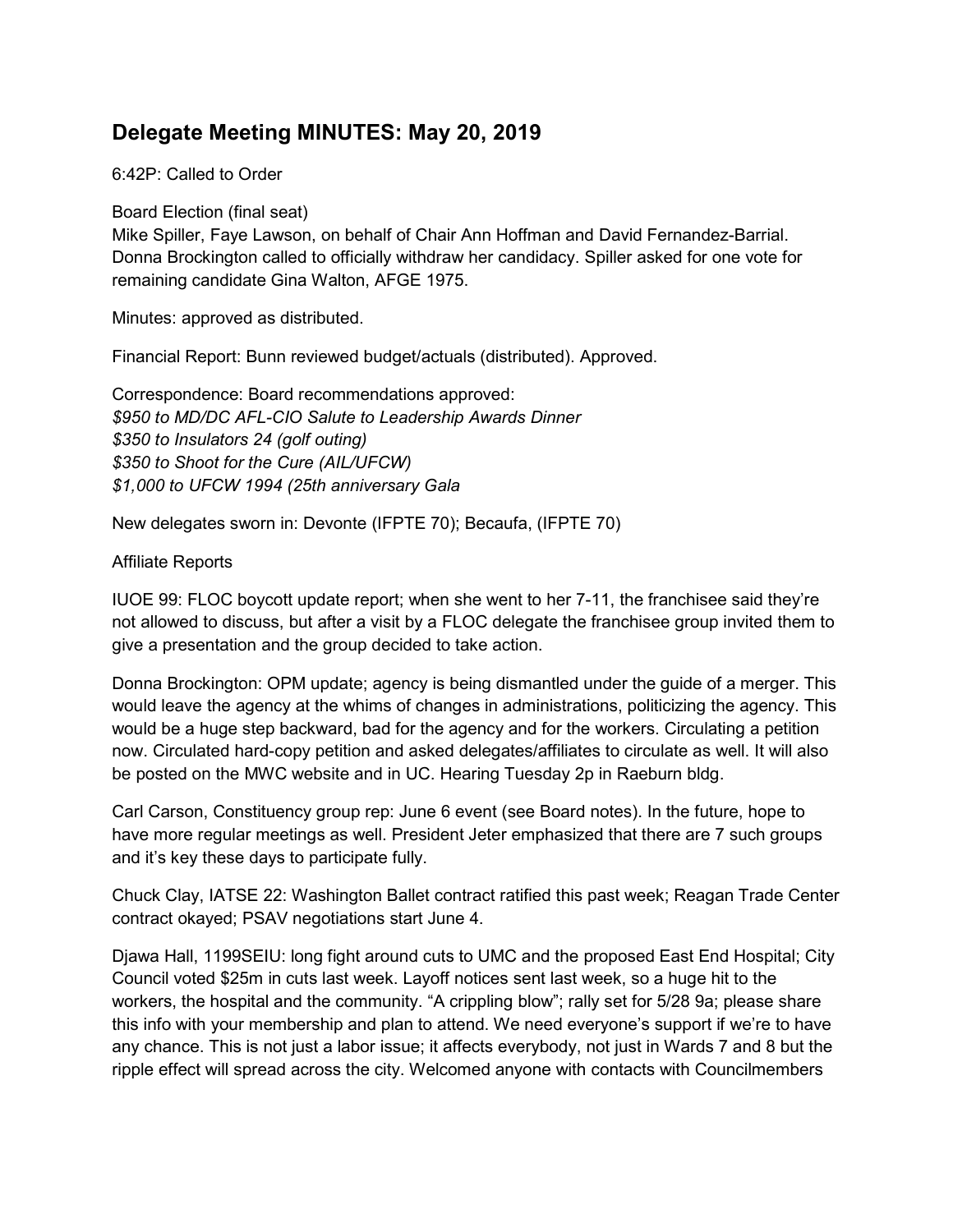## Delegate Meeting MINUTES: May 20, 2019

6:42P: Called to Order

Board Election (final seat)
Mike Spiller, Faye Lawson, on behalf of Chair Ann Hoffman and David Fernandez-Barrial. Donna Brockington called to officially withdraw her candidacy. Spiller asked for one vote for remaining candidate Gina Walton, AFGE 1975.

Minutes: approved as distributed.

Financial Report: Bunn reviewed budget/actuals (distributed). Approved.

Correspondence: Board recommendations approved:
*$950 to MD/DC AFL-CIO Salute to Leadership Awards Dinner*
*$350 to Insulators 24 (golf outing)*
*$350 to Shoot for the Cure (AIL/UFCW)*
*$1,000 to UFCW 1994 (25th anniversary Gala*

New delegates sworn in: Devonte (IFPTE 70); Becaufa, (IFPTE 70)

Affiliate Reports

IUOE 99: FLOC boycott update report; when she went to her 7-11, the franchisee said they're not allowed to discuss, but after a visit by a FLOC delegate the franchisee group invited them to give a presentation and the group decided to take action.

Donna Brockington: OPM update; agency is being dismantled under the guide of a merger. This would leave the agency at the whims of changes in administrations, politicizing the agency. This would be a huge step backward, bad for the agency and for the workers. Circulating a petition now. Circulated hard-copy petition and asked delegates/affiliates to circulate as well. It will also be posted on the MWC website and in UC. Hearing Tuesday 2p in Raeburn bldg.

Carl Carson, Constituency group rep: June 6 event (see Board notes). In the future, hope to have more regular meetings as well. President Jeter emphasized that there are 7 such groups and it's key these days to participate fully.

Chuck Clay, IATSE 22: Washington Ballet contract ratified this past week; Reagan Trade Center contract okayed; PSAV negotiations start June 4.

Djawa Hall, 1199SEIU: long fight around cuts to UMC and the proposed East End Hospital; City Council voted $25m in cuts last week. Layoff notices sent last week, so a huge hit to the workers, the hospital and the community. "A crippling blow"; rally set for 5/28 9a; please share this info with your membership and plan to attend. We need everyone's support if we're to have any chance. This is not just a labor issue; it affects everybody, not just in Wards 7 and 8 but the ripple effect will spread across the city. Welcomed anyone with contacts with Councilmembers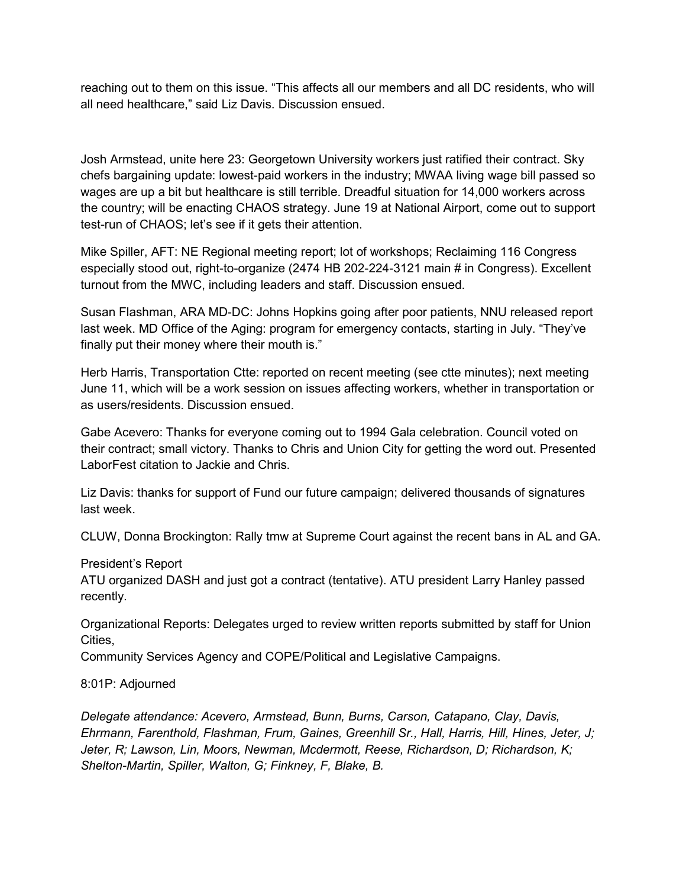reaching out to them on this issue. "This affects all our members and all DC residents, who will all need healthcare," said Liz Davis. Discussion ensued.

Josh Armstead, unite here 23: Georgetown University workers just ratified their contract. Sky chefs bargaining update: lowest-paid workers in the industry; MWAA living wage bill passed so wages are up a bit but healthcare is still terrible. Dreadful situation for 14,000 workers across the country; will be enacting CHAOS strategy. June 19 at National Airport, come out to support test-run of CHAOS; let's see if it gets their attention.

Mike Spiller, AFT: NE Regional meeting report; lot of workshops; Reclaiming 116 Congress especially stood out, right-to-organize (2474 HB 202-224-3121 main # in Congress). Excellent turnout from the MWC, including leaders and staff. Discussion ensued.

Susan Flashman, ARA MD-DC: Johns Hopkins going after poor patients, NNU released report last week. MD Office of the Aging: program for emergency contacts, starting in July. "They've finally put their money where their mouth is."

Herb Harris, Transportation Ctte: reported on recent meeting (see ctte minutes); next meeting June 11, which will be a work session on issues affecting workers, whether in transportation or as users/residents. Discussion ensued.

Gabe Acevero: Thanks for everyone coming out to 1994 Gala celebration. Council voted on their contract; small victory. Thanks to Chris and Union City for getting the word out. Presented LaborFest citation to Jackie and Chris.

Liz Davis: thanks for support of Fund our future campaign; delivered thousands of signatures last week.

CLUW, Donna Brockington: Rally tmw at Supreme Court against the recent bans in AL and GA.

President's Report

ATU organized DASH and just got a contract (tentative). ATU president Larry Hanley passed recently.

Organizational Reports: Delegates urged to review written reports submitted by staff for Union Cities,

Community Services Agency and COPE/Political and Legislative Campaigns.

8:01P: Adjourned

*Delegate attendance: Acevero, Armstead, Bunn, Burns, Carson, Catapano, Clay, Davis, Ehrmann, Farenthold, Flashman, Frum, Gaines, Greenhill Sr., Hall, Harris, Hill, Hines, Jeter, J; Jeter, R; Lawson, Lin, Moors, Newman, Mcdermott, Reese, Richardson, D; Richardson, K; Shelton-Martin, Spiller, Walton, G; Finkney, F, Blake, B.*